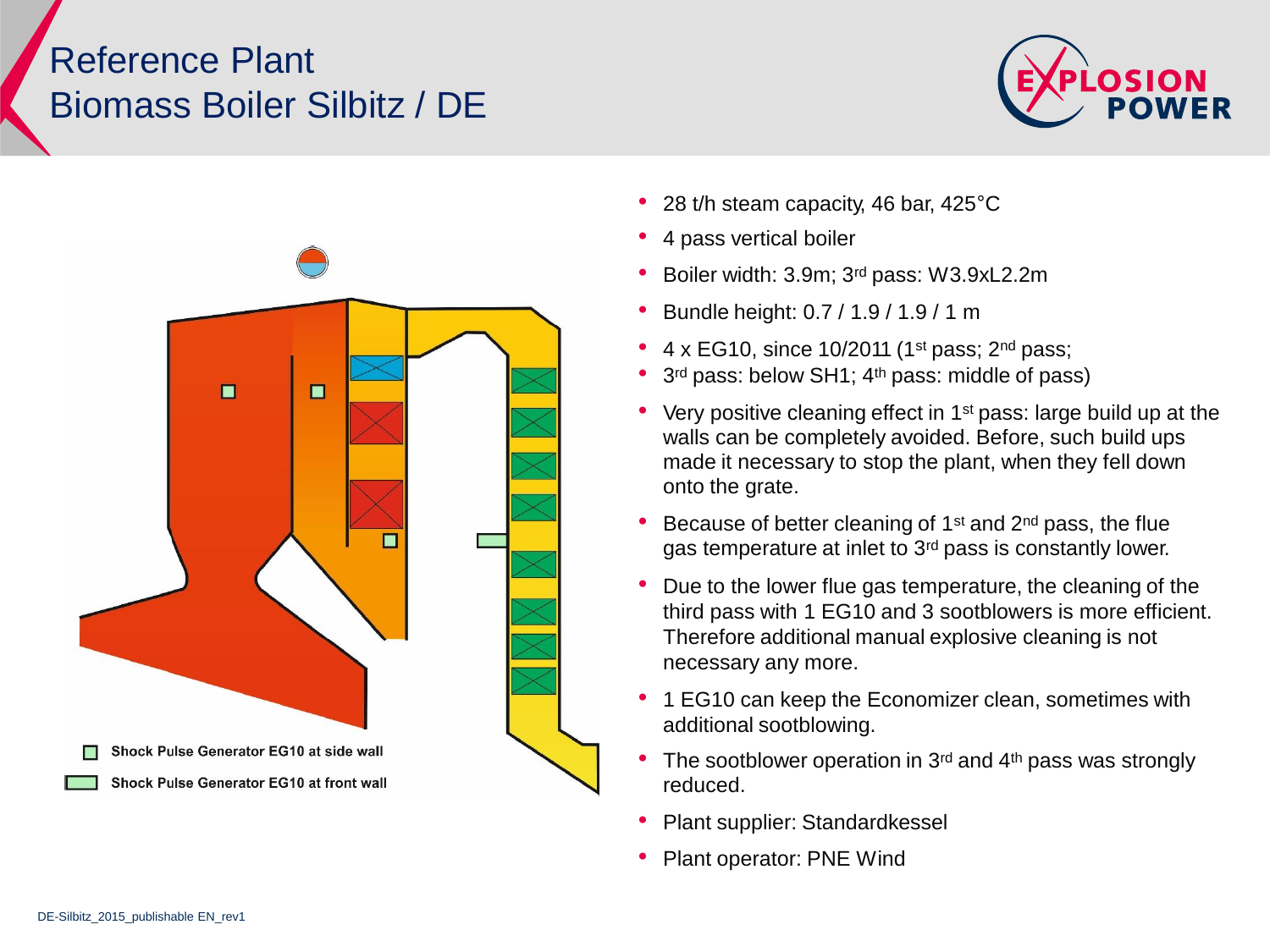# Reference Plant
# Biomass Boiler Silbitz / DE

- 28 t/h steam capacity, 46 bar, 425°C
- 4 pass vertical boiler
- Boiler width: 3.9m; 3rd pass: W3.9xL2.2m
- Bundle height: 0.7 / 1.9 / 1.9 / 1 m
- 4 x EG10, since 10/2011 (1st pass; 2nd pass;
- 3rd pass: below SH1; 4th pass: middle of pass)
- Very positive cleaning effect in 1st pass: large build up at the walls can be completely avoided. Before, such build ups made it necessary to stop the plant, when they fell down onto the grate.
- Because of better cleaning of 1st and 2nd pass, the flue gas temperature at inlet to 3rd pass is constantly lower.
- Due to the lower flue gas temperature, the cleaning of the third pass with 1 EG10 and 3 sootblowers is more efficient. Therefore additional manual explosive cleaning is not necessary any more.
- 1 EG10 can keep the Economizer clean, sometimes with additional sootblowing.
- The sootblower operation in 3rd and 4th pass was strongly reduced.
- Plant supplier: Standardkessel
- Plant operator: PNE Wind

Shock Pulse Generator EG10 at side wall

Shock Pulse Generator EG10 at front wall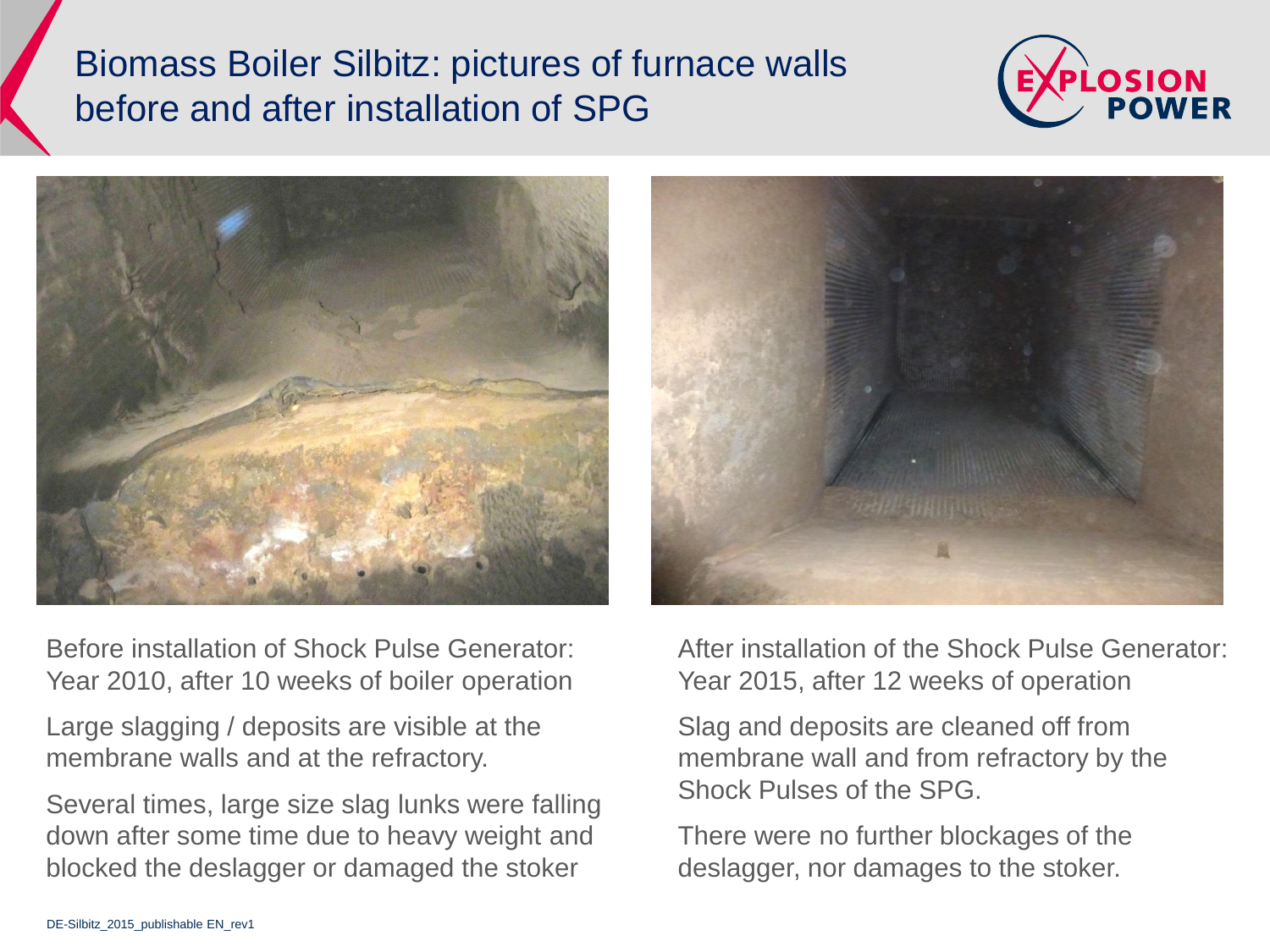# Biomass Boiler Silbitz: pictures of furnace walls before and after installation of SPG

Before installation of Shock Pulse Generator: Year 2010, after 10 weeks of boiler operation

Large slagging / deposits are visible at the membrane walls and at the refractory.

Several times, large size slag lunks were falling down after some time due to heavy weight and blocked the deslagger or damaged the stoker

After installation of the Shock Pulse Generator: Year 2015, after 12 weeks of operation

Slag and deposits are cleaned off from membrane wall and from refractory by the Shock Pulses of the SPG.

There were no further blockages of the deslagger, nor damages to the stoker.

DE-Silbitz_2015_publishable EN_rev1